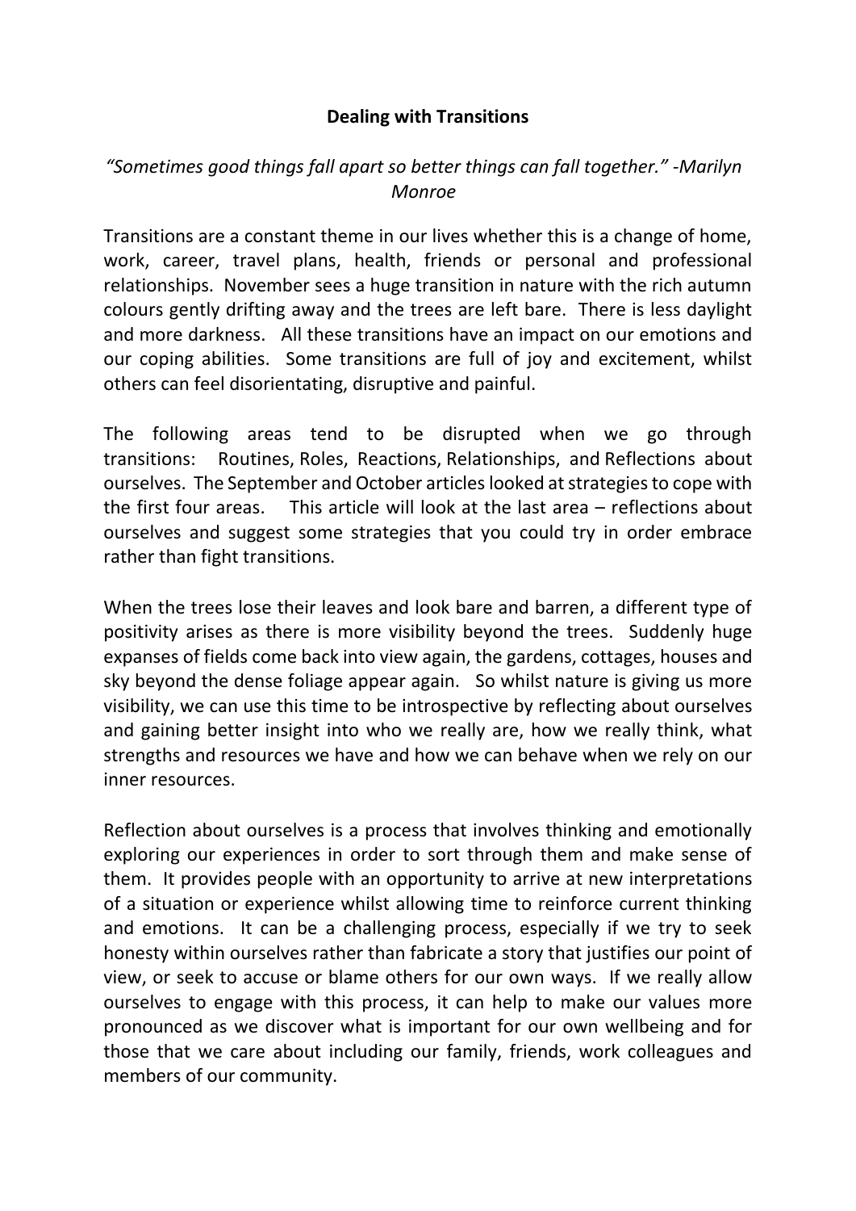# Dealing with Transitions

*"Sometimes good things fall apart so better things can fall together." -Marilyn Monroe*

Transitions are a constant theme in our lives whether this is a change of home, work, career, travel plans, health, friends or personal and professional relationships. November sees a huge transition in nature with the rich autumn colours gently drifting away and the trees are left bare. There is less daylight and more darkness. All these transitions have an impact on our emotions and our coping abilities. Some transitions are full of joy and excitement, whilst others can feel disorientating, disruptive and painful.

The following areas tend to be disrupted when we go through transitions: Routines, Roles, Reactions, Relationships, and Reflections about ourselves. The September and October articles looked at strategies to cope with the first four areas. This article will look at the last area – reflections about ourselves and suggest some strategies that you could try in order embrace rather than fight transitions.

When the trees lose their leaves and look bare and barren, a different type of positivity arises as there is more visibility beyond the trees. Suddenly huge expanses of fields come back into view again, the gardens, cottages, houses and sky beyond the dense foliage appear again. So whilst nature is giving us more visibility, we can use this time to be introspective by reflecting about ourselves and gaining better insight into who we really are, how we really think, what strengths and resources we have and how we can behave when we rely on our inner resources.

Reflection about ourselves is a process that involves thinking and emotionally exploring our experiences in order to sort through them and make sense of them. It provides people with an opportunity to arrive at new interpretations of a situation or experience whilst allowing time to reinforce current thinking and emotions. It can be a challenging process, especially if we try to seek honesty within ourselves rather than fabricate a story that justifies our point of view, or seek to accuse or blame others for our own ways. If we really allow ourselves to engage with this process, it can help to make our values more pronounced as we discover what is important for our own wellbeing and for those that we care about including our family, friends, work colleagues and members of our community.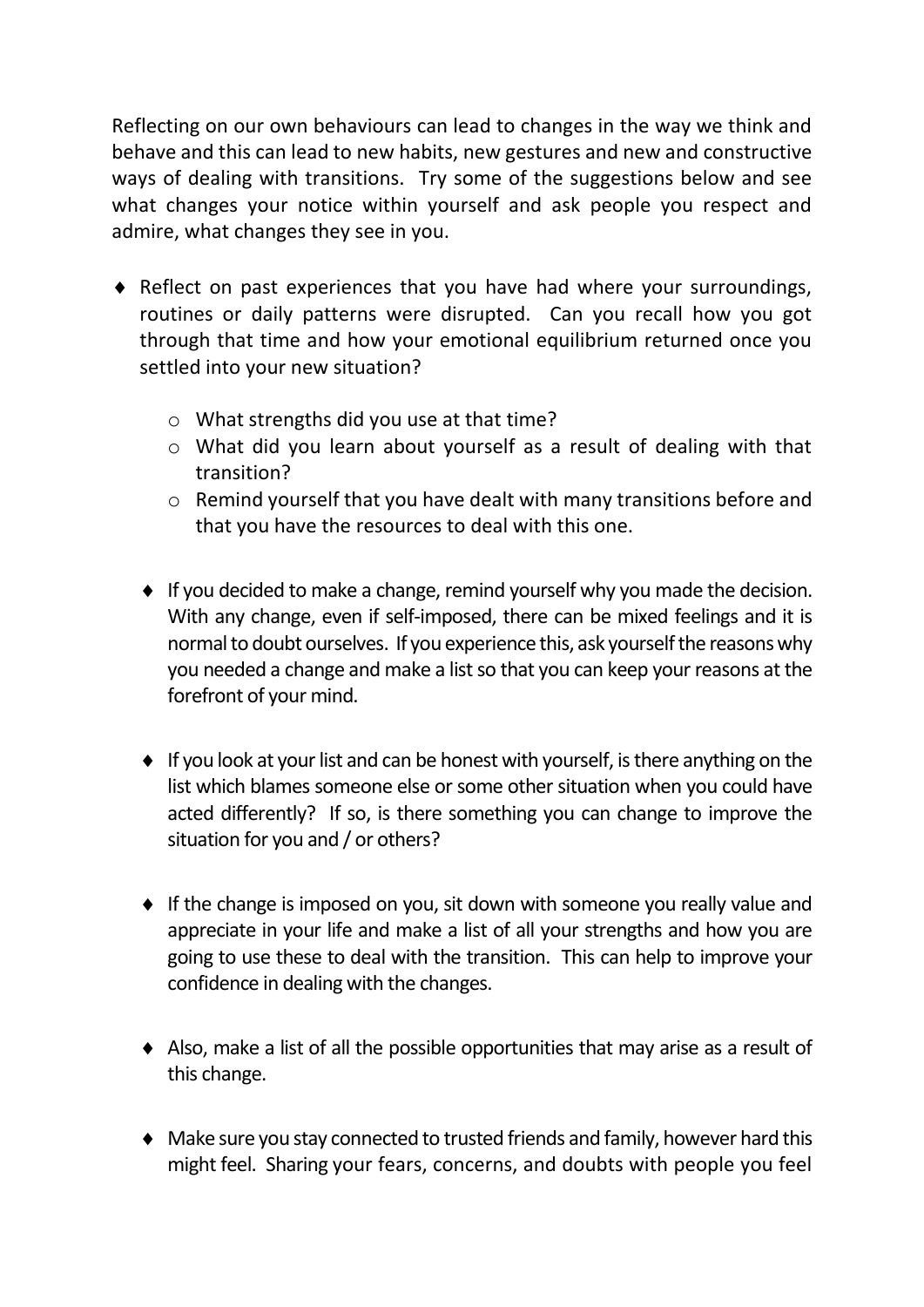Reflecting on our own behaviours can lead to changes in the way we think and behave and this can lead to new habits, new gestures and new and constructive ways of dealing with transitions. Try some of the suggestions below and see what changes your notice within yourself and ask people you respect and admire, what changes they see in you.

- Reflect on past experiences that you have had where your surroundings, routines or daily patterns were disrupted. Can you recall how you got through that time and how your emotional equilibrium returned once you settled into your new situation?
    - What strengths did you use at that time?
    - What did you learn about yourself as a result of dealing with that transition?
    - Remind yourself that you have dealt with many transitions before and that you have the resources to deal with this one.

- If you decided to make a change, remind yourself why you made the decision. With any change, even if self-imposed, there can be mixed feelings and it is normal to doubt ourselves. If you experience this, ask yourself the reasons why you needed a change and make a list so that you can keep your reasons at the forefront of your mind.

- If you look at your list and can be honest with yourself, is there anything on the list which blames someone else or some other situation when you could have acted differently? If so, is there something you can change to improve the situation for you and / or others?

- If the change is imposed on you, sit down with someone you really value and appreciate in your life and make a list of all your strengths and how you are going to use these to deal with the transition. This can help to improve your confidence in dealing with the changes.

- Also, make a list of all the possible opportunities that may arise as a result of this change.

- Make sure you stay connected to trusted friends and family, however hard this might feel. Sharing your fears, concerns, and doubts with people you feel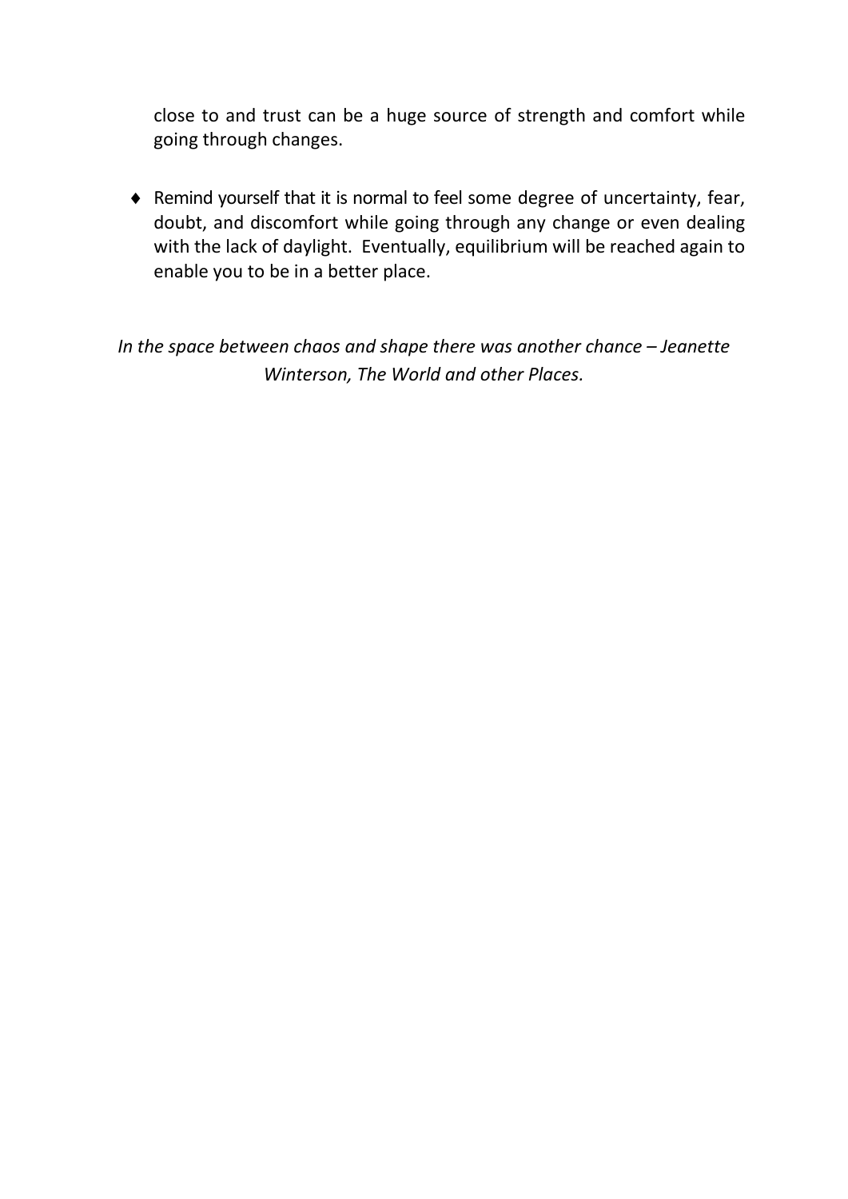close to and trust can be a huge source of strength and comfort while going through changes.

- Remind yourself that it is normal to feel some degree of uncertainty, fear, doubt, and discomfort while going through any change or even dealing with the lack of daylight. Eventually, equilibrium will be reached again to enable you to be in a better place.

*In the space between chaos and shape there was another chance – Jeanette Winterson, The World and other Places.*